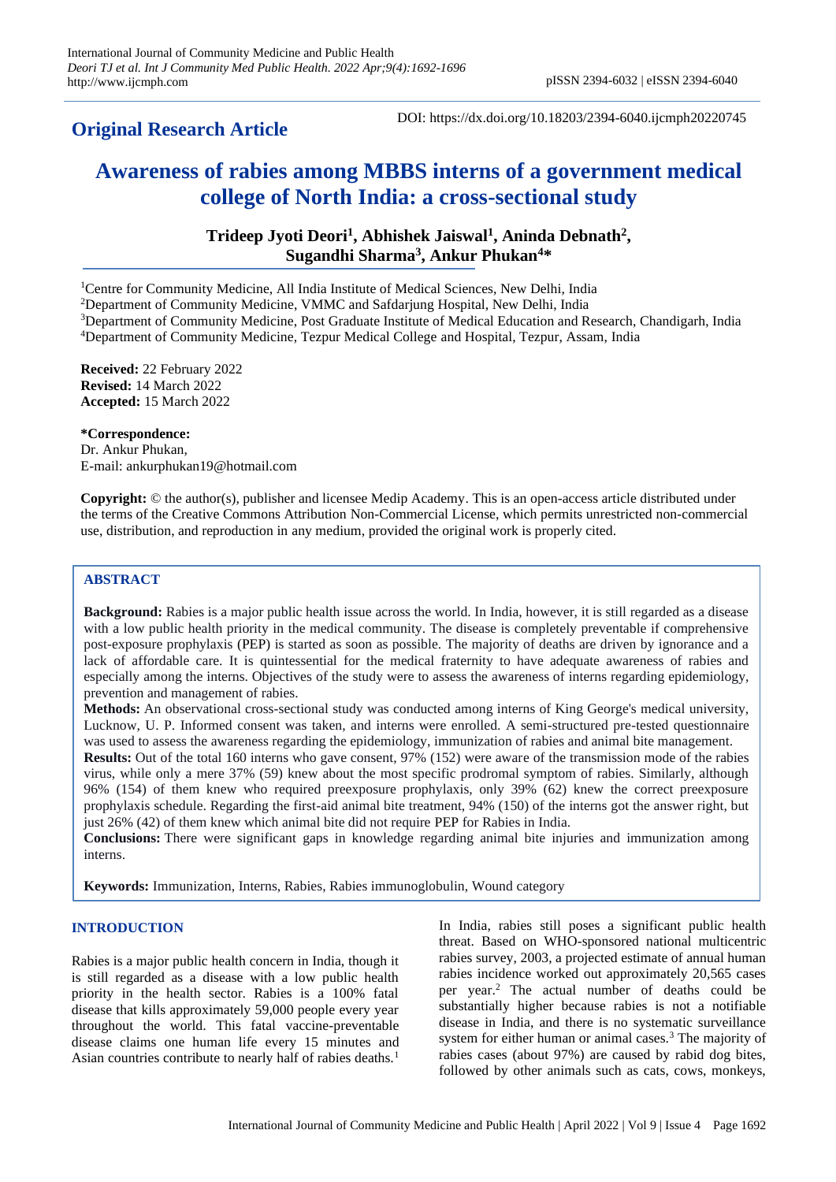**Original Research Article**

DOI: https://dx.doi.org/10.18203/2394-6040.ijcmph20220745

# Awareness of rabies among MBBS interns of a government medical college of North India: a cross-sectional study

**Trideep Jyoti Deori[1], Abhishek Jaiswal[1], Aninda Debnath[2], Sugandhi Sharma[3], Ankur Phukan[4]***

[1]Centre for Community Medicine, All India Institute of Medical Sciences, New Delhi, India
[2]Department of Community Medicine, VMMC and Safdarjung Hospital, New Delhi, India
[3]Department of Community Medicine, Post Graduate Institute of Medical Education and Research, Chandigarh, India
[4]Department of Community Medicine, Tezpur Medical College and Hospital, Tezpur, Assam, India

**Received:** 22 February 2022
**Revised:** 14 March 2022
**Accepted:** 15 March 2022

***Correspondence:**
Dr. Ankur Phukan,
E-mail: ankurphukan19@hotmail.com

**Copyright:** © the author(s), publisher and licensee Medip Academy. This is an open-access article distributed under the terms of the Creative Commons Attribution Non-Commercial License, which permits unrestricted non-commercial use, distribution, and reproduction in any medium, provided the original work is properly cited.

## ABSTRACT

**Background:** Rabies is a major public health issue across the world. In India, however, it is still regarded as a disease with a low public health priority in the medical community. The disease is completely preventable if comprehensive post-exposure prophylaxis (PEP) is started as soon as possible. The majority of deaths are driven by ignorance and a lack of affordable care. It is quintessential for the medical fraternity to have adequate awareness of rabies and especially among the interns. Objectives of the study were to assess the awareness of interns regarding epidemiology, prevention and management of rabies.

**Methods:** An observational cross-sectional study was conducted among interns of King George's medical university, Lucknow, U. P. Informed consent was taken, and interns were enrolled. A semi-structured pre-tested questionnaire was used to assess the awareness regarding the epidemiology, immunization of rabies and animal bite management.

**Results:** Out of the total 160 interns who gave consent, 97% (152) were aware of the transmission mode of the rabies virus, while only a mere 37% (59) knew about the most specific prodromal symptom of rabies. Similarly, although 96% (154) of them knew who required preexposure prophylaxis, only 39% (62) knew the correct preexposure prophylaxis schedule. Regarding the first-aid animal bite treatment, 94% (150) of the interns got the answer right, but just 26% (42) of them knew which animal bite did not require PEP for Rabies in India.

**Conclusions:** There were significant gaps in knowledge regarding animal bite injuries and immunization among interns.

**Keywords:** Immunization, Interns, Rabies, Rabies immunoglobulin, Wound category

## INTRODUCTION

Rabies is a major public health concern in India, though it is still regarded as a disease with a low public health priority in the health sector. Rabies is a 100% fatal disease that kills approximately 59,000 people every year throughout the world. This fatal vaccine-preventable disease claims one human life every 15 minutes and Asian countries contribute to nearly half of rabies deaths.[1]

In India, rabies still poses a significant public health threat. Based on WHO-sponsored national multicentric rabies survey, 2003, a projected estimate of annual human rabies incidence worked out approximately 20,565 cases per year.[2] The actual number of deaths could be substantially higher because rabies is not a notifiable disease in India, and there is no systematic surveillance system for either human or animal cases.[3] The majority of rabies cases (about 97%) are caused by rabid dog bites, followed by other animals such as cats, cows, monkeys,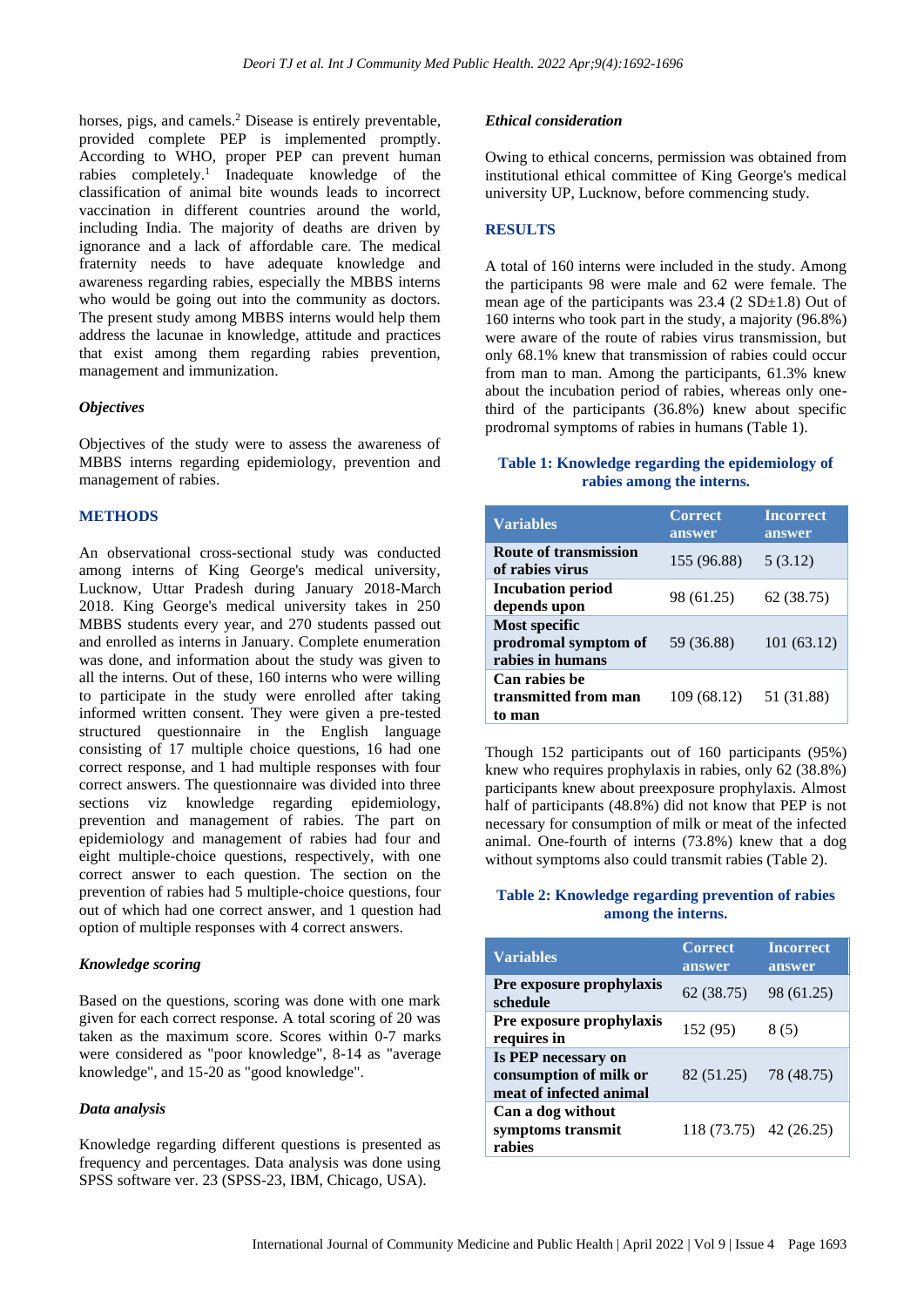horses, pigs, and camels.[2] Disease is entirely preventable, provided complete PEP is implemented promptly. According to WHO, proper PEP can prevent human rabies completely.[1] Inadequate knowledge of the classification of animal bite wounds leads to incorrect vaccination in different countries around the world, including India. The majority of deaths are driven by ignorance and a lack of affordable care. The medical fraternity needs to have adequate knowledge and awareness regarding rabies, especially the MBBS interns who would be going out into the community as doctors. The present study among MBBS interns would help them address the lacunae in knowledge, attitude and practices that exist among them regarding rabies prevention, management and immunization.

### *Objectives*

Objectives of the study were to assess the awareness of MBBS interns regarding epidemiology, prevention and management of rabies.

## METHODS

An observational cross-sectional study was conducted among interns of King George's medical university, Lucknow, Uttar Pradesh during January 2018-March 2018. King George's medical university takes in 250 MBBS students every year, and 270 students passed out and enrolled as interns in January. Complete enumeration was done, and information about the study was given to all the interns. Out of these, 160 interns who were willing to participate in the study were enrolled after taking informed written consent. They were given a pre-tested structured questionnaire in the English language consisting of 17 multiple choice questions, 16 had one correct response, and 1 had multiple responses with four correct answers. The questionnaire was divided into three sections viz knowledge regarding epidemiology, prevention and management of rabies. The part on epidemiology and management of rabies had four and eight multiple-choice questions, respectively, with one correct answer to each question. The section on the prevention of rabies had 5 multiple-choice questions, four out of which had one correct answer, and 1 question had option of multiple responses with 4 correct answers.

### *Knowledge scoring*

Based on the questions, scoring was done with one mark given for each correct response. A total scoring of 20 was taken as the maximum score. Scores within 0-7 marks were considered as "poor knowledge", 8-14 as "average knowledge", and 15-20 as "good knowledge".

### *Data analysis*

Knowledge regarding different questions is presented as frequency and percentages. Data analysis was done using SPSS software ver. 23 (SPSS-23, IBM, Chicago, USA).

### *Ethical consideration*

Owing to ethical concerns, permission was obtained from institutional ethical committee of King George's medical university UP, Lucknow, before commencing study.

## RESULTS

A total of 160 interns were included in the study. Among the participants 98 were male and 62 were female. The mean age of the participants was 23.4 (2 SD±1.8) Out of 160 interns who took part in the study, a majority (96.8%) were aware of the route of rabies virus transmission, but only 68.1% knew that transmission of rabies could occur from man to man. Among the participants, 61.3% knew about the incubation period of rabies, whereas only one-third of the participants (36.8%) knew about specific prodromal symptoms of rabies in humans (Table 1).

**Table 1: Knowledge regarding the epidemiology of rabies among the interns.**

| Variables | Correct answer | Incorrect answer |
|---|---|---|
| **Route of transmission of rabies virus** | 155 (96.88) | 5 (3.12) |
| **Incubation period depends upon** | 98 (61.25) | 62 (38.75) |
| **Most specific prodromal symptom of rabies in humans** | 59 (36.88) | 101 (63.12) |
| **Can rabies be transmitted from man to man** | 109 (68.12) | 51 (31.88) |

Though 152 participants out of 160 participants (95%) knew who requires prophylaxis in rabies, only 62 (38.8%) participants knew about preexposure prophylaxis. Almost half of participants (48.8%) did not know that PEP is not necessary for consumption of milk or meat of the infected animal. One-fourth of interns (73.8%) knew that a dog without symptoms also could transmit rabies (Table 2).

**Table 2: Knowledge regarding prevention of rabies among the interns.**

| Variables | Correct answer | Incorrect answer |
|---|---|---|
| **Pre exposure prophylaxis schedule** | 62 (38.75) | 98 (61.25) |
| **Pre exposure prophylaxis requires in** | 152 (95) | 8 (5) |
| **Is PEP necessary on consumption of milk or meat of infected animal** | 82 (51.25) | 78 (48.75) |
| **Can a dog without symptoms transmit rabies** | 118 (73.75) | 42 (26.25) |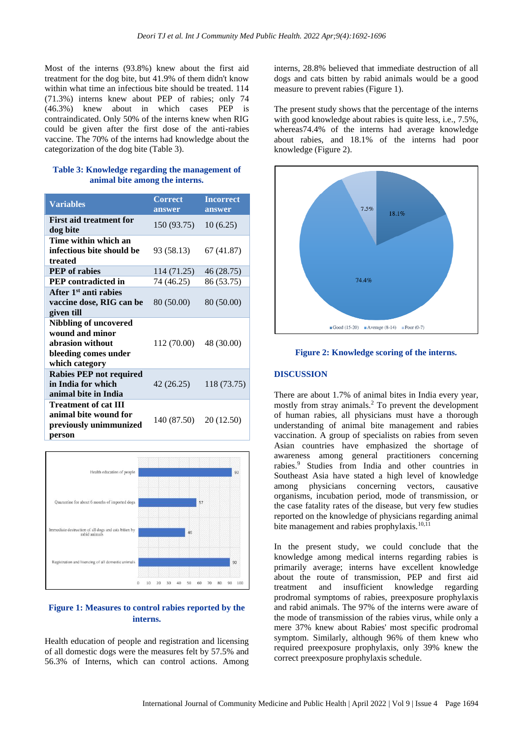Most of the interns (93.8%) knew about the first aid treatment for the dog bite, but 41.9% of them didn't know within what time an infectious bite should be treated. 114 (71.3%) interns knew about PEP of rabies; only 74 (46.3%) knew about in which cases PEP is contraindicated. Only 50% of the interns knew when RIG could be given after the first dose of the anti-rabies vaccine. The 70% of the interns had knowledge about the categorization of the dog bite (Table 3).

**Table 3: Knowledge regarding the management of animal bite among the interns.**

| Variables | Correct answer | Incorrect answer |
|---|---|---|
| **First aid treatment for dog bite** | 150 (93.75) | 10 (6.25) |
| **Time within which an infectious bite should be treated** | 93 (58.13) | 67 (41.87) |
| **PEP of rabies** | 114 (71.25) | 46 (28.75) |
| **PEP contradicted in** | 74 (46.25) | 86 (53.75) |
| **After 1st anti rabies vaccine dose, RIG can be given till** | 80 (50.00) | 80 (50.00) |
| **Nibbling of uncovered wound and minor abrasion without bleeding comes under which category** | 112 (70.00) | 48 (30.00) |
| **Rabies PEP not required in India for which animal bite in India** | 42 (26.25) | 118 (73.75) |
| **Treatment of cat III animal bite wound for previously unimmunized person** | 140 (87.50) | 20 (12.50) |

**Figure 1: Measures to control rabies reported by the interns.**

Health education of people and registration and licensing of all domestic dogs were the measures felt by 57.5% and 56.3% of Interns, which can control actions. Among interns, 28.8% believed that immediate destruction of all dogs and cats bitten by rabid animals would be a good measure to prevent rabies (Figure 1).

The present study shows that the percentage of the interns with good knowledge about rabies is quite less, i.e., 7.5%, whereas74.4% of the interns had average knowledge about rabies, and 18.1% of the interns had poor knowledge (Figure 2).

**Figure 2: Knowledge scoring of the interns.**

## DISCUSSION

There are about 1.7% of animal bites in India every year, mostly from stray animals.[2] To prevent the development of human rabies, all physicians must have a thorough understanding of animal bite management and rabies vaccination. A group of specialists on rabies from seven Asian countries have emphasized the shortage of awareness among general practitioners concerning rabies.[9] Studies from India and other countries in Southeast Asia have stated a high level of knowledge among physicians concerning vectors, causative organisms, incubation period, mode of transmission, or the case fatality rates of the disease, but very few studies reported on the knowledge of physicians regarding animal bite management and rabies prophylaxis.[10,11]

In the present study, we could conclude that the knowledge among medical interns regarding rabies is primarily average; interns have excellent knowledge about the route of transmission, PEP and first aid treatment and insufficient knowledge regarding prodromal symptoms of rabies, preexposure prophylaxis and rabid animals. The 97% of the interns were aware of the mode of transmission of the rabies virus, while only a mere 37% knew about Rabies' most specific prodromal symptom. Similarly, although 96% of them knew who required preexposure prophylaxis, only 39% knew the correct preexposure prophylaxis schedule.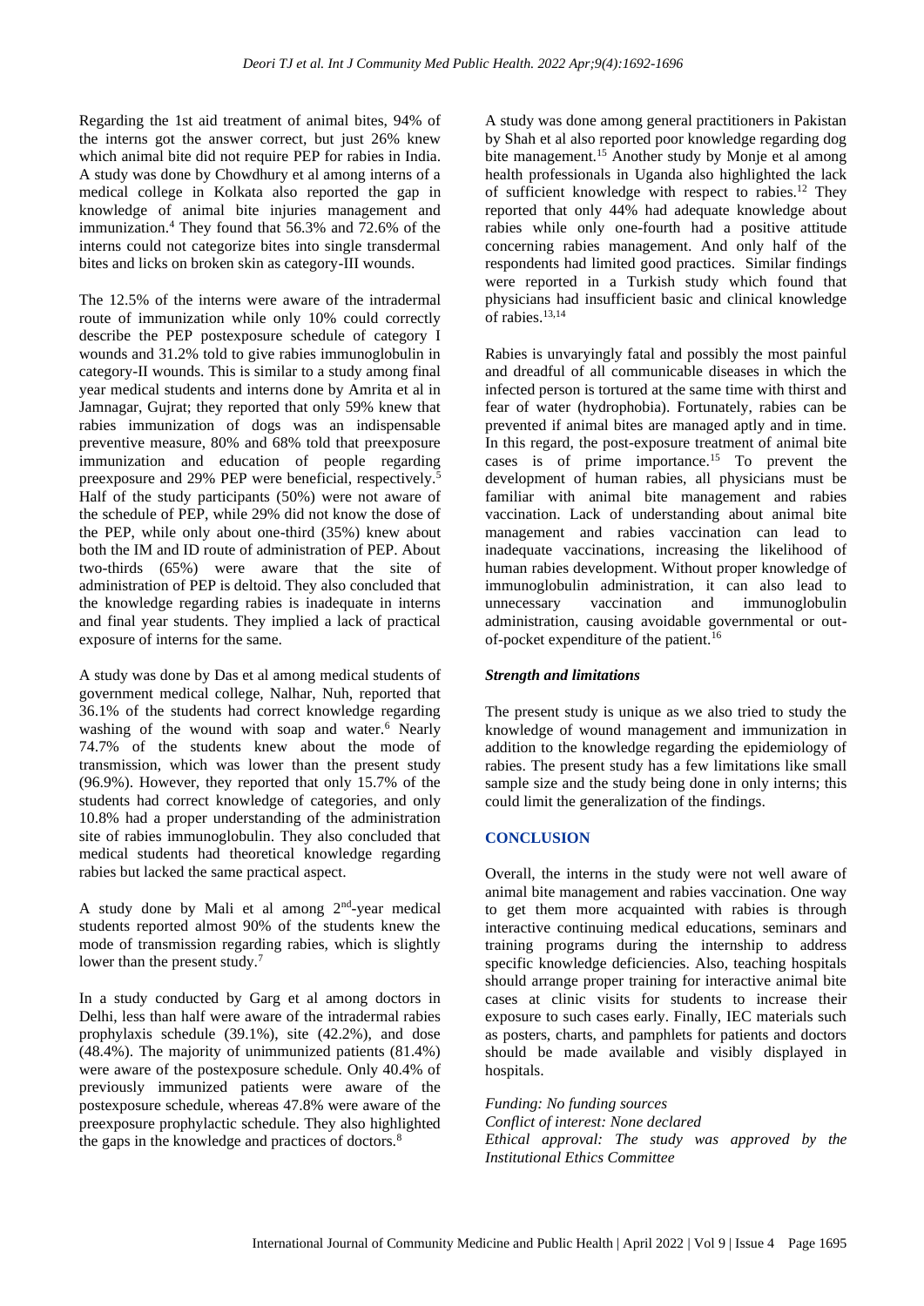Regarding the 1st aid treatment of animal bites, 94% of the interns got the answer correct, but just 26% knew which animal bite did not require PEP for rabies in India. A study was done by Chowdhury et al among interns of a medical college in Kolkata also reported the gap in knowledge of animal bite injuries management and immunization.[4] They found that 56.3% and 72.6% of the interns could not categorize bites into single transdermal bites and licks on broken skin as category-III wounds.

The 12.5% of the interns were aware of the intradermal route of immunization while only 10% could correctly describe the PEP postexposure schedule of category I wounds and 31.2% told to give rabies immunoglobulin in category-II wounds. This is similar to a study among final year medical students and interns done by Amrita et al in Jamnagar, Gujrat; they reported that only 59% knew that rabies immunization of dogs was an indispensable preventive measure, 80% and 68% told that preexposure immunization and education of people regarding preexposure and 29% PEP were beneficial, respectively.[5] Half of the study participants (50%) were not aware of the schedule of PEP, while 29% did not know the dose of the PEP, while only about one-third (35%) knew about both the IM and ID route of administration of PEP. About two-thirds (65%) were aware that the site of administration of PEP is deltoid. They also concluded that the knowledge regarding rabies is inadequate in interns and final year students. They implied a lack of practical exposure of interns for the same.

A study was done by Das et al among medical students of government medical college, Nalhar, Nuh, reported that 36.1% of the students had correct knowledge regarding washing of the wound with soap and water.[6] Nearly 74.7% of the students knew about the mode of transmission, which was lower than the present study (96.9%). However, they reported that only 15.7% of the students had correct knowledge of categories, and only 10.8% had a proper understanding of the administration site of rabies immunoglobulin. They also concluded that medical students had theoretical knowledge regarding rabies but lacked the same practical aspect.

A study done by Mali et al among 2nd-year medical students reported almost 90% of the students knew the mode of transmission regarding rabies, which is slightly lower than the present study.[7]

In a study conducted by Garg et al among doctors in Delhi, less than half were aware of the intradermal rabies prophylaxis schedule (39.1%), site (42.2%), and dose (48.4%). The majority of unimmunized patients (81.4%) were aware of the postexposure schedule. Only 40.4% of previously immunized patients were aware of the postexposure schedule, whereas 47.8% were aware of the preexposure prophylactic schedule. They also highlighted the gaps in the knowledge and practices of doctors.[8]

A study was done among general practitioners in Pakistan by Shah et al also reported poor knowledge regarding dog bite management.[15] Another study by Monje et al among health professionals in Uganda also highlighted the lack of sufficient knowledge with respect to rabies.[12] They reported that only 44% had adequate knowledge about rabies while only one-fourth had a positive attitude concerning rabies management. And only half of the respondents had limited good practices. Similar findings were reported in a Turkish study which found that physicians had insufficient basic and clinical knowledge of rabies.[13,14]

Rabies is unvaryingly fatal and possibly the most painful and dreadful of all communicable diseases in which the infected person is tortured at the same time with thirst and fear of water (hydrophobia). Fortunately, rabies can be prevented if animal bites are managed aptly and in time. In this regard, the post-exposure treatment of animal bite cases is of prime importance.[15] To prevent the development of human rabies, all physicians must be familiar with animal bite management and rabies vaccination. Lack of understanding about animal bite management and rabies vaccination can lead to inadequate vaccinations, increasing the likelihood of human rabies development. Without proper knowledge of immunoglobulin administration, it can also lead to unnecessary vaccination and immunoglobulin administration, causing avoidable governmental or out-of-pocket expenditure of the patient.[16]

### *Strength and limitations*

The present study is unique as we also tried to study the knowledge of wound management and immunization in addition to the knowledge regarding the epidemiology of rabies. The present study has a few limitations like small sample size and the study being done in only interns; this could limit the generalization of the findings.

## CONCLUSION

Overall, the interns in the study were not well aware of animal bite management and rabies vaccination. One way to get them more acquainted with rabies is through interactive continuing medical educations, seminars and training programs during the internship to address specific knowledge deficiencies. Also, teaching hospitals should arrange proper training for interactive animal bite cases at clinic visits for students to increase their exposure to such cases early. Finally, IEC materials such as posters, charts, and pamphlets for patients and doctors should be made available and visibly displayed in hospitals.

*Funding: No funding sources*
*Conflict of interest: None declared*
*Ethical approval: The study was approved by the Institutional Ethics Committee*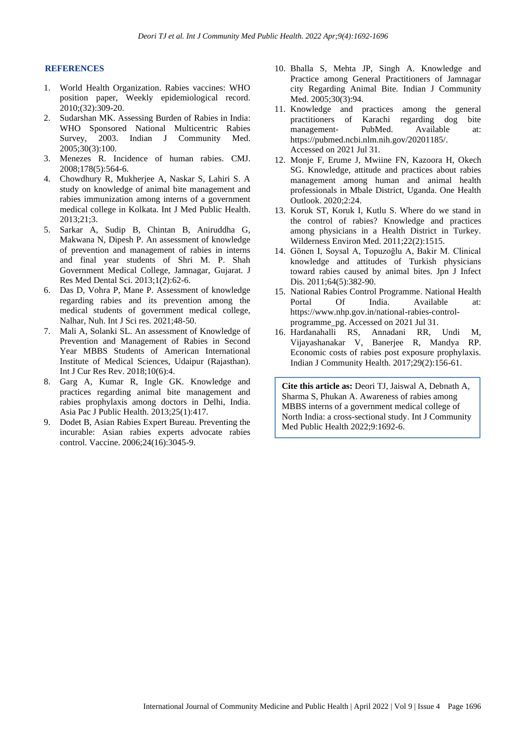## REFERENCES

1. World Health Organization. Rabies vaccines: WHO position paper, Weekly epidemiological record. 2010;(32):309-20.
2. Sudarshan MK. Assessing Burden of Rabies in India: WHO Sponsored National Multicentric Rabies Survey, 2003. Indian J Community Med. 2005;30(3):100.
3. Menezes R. Incidence of human rabies. CMJ. 2008;178(5):564-6.
4. Chowdhury R, Mukherjee A, Naskar S, Lahiri S. A study on knowledge of animal bite management and rabies immunization among interns of a government medical college in Kolkata. Int J Med Public Health. 2013;21;3.
5. Sarkar A, Sudip B, Chintan B, Aniruddha G, Makwana N, Dipesh P. An assessment of knowledge of prevention and management of rabies in interns and final year students of Shri M. P. Shah Government Medical College, Jamnagar, Gujarat. J Res Med Dental Sci. 2013;1(2):62-6.
6. Das D, Vohra P, Mane P. Assessment of knowledge regarding rabies and its prevention among the medical students of government medical college, Nalhar, Nuh. Int J Sci res. 2021;48-50.
7. Mali A, Solanki SL. An assessment of Knowledge of Prevention and Management of Rabies in Second Year MBBS Students of American International Institute of Medical Sciences, Udaipur (Rajasthan). Int J Cur Res Rev. 2018;10(6):4.
8. Garg A, Kumar R, Ingle GK. Knowledge and practices regarding animal bite management and rabies prophylaxis among doctors in Delhi, India. Asia Pac J Public Health. 2013;25(1):417.
9. Dodet B, Asian Rabies Expert Bureau. Preventing the incurable: Asian rabies experts advocate rabies control. Vaccine. 2006;24(16):3045-9.
10. Bhalla S, Mehta JP, Singh A. Knowledge and Practice among General Practitioners of Jamnagar city Regarding Animal Bite. Indian J Community Med. 2005;30(3):94.
11. Knowledge and practices among the general practitioners of Karachi regarding dog bite management- PubMed. Available at: https://pubmed.ncbi.nlm.nih.gov/20201185/. Accessed on 2021 Jul 31.
12. Monje F, Erume J, Mwiine FN, Kazoora H, Okech SG. Knowledge, attitude and practices about rabies management among human and animal health professionals in Mbale District, Uganda. One Health Outlook. 2020;2:24.
13. Koruk ST, Koruk I, Kutlu S. Where do we stand in the control of rabies? Knowledge and practices among physicians in a Health District in Turkey. Wilderness Environ Med. 2011;22(2):1515.
14. Gönen I, Soysal A, Topuzoğlu A, Bakir M. Clinical knowledge and attitudes of Turkish physicians toward rabies caused by animal bites. Jpn J Infect Dis. 2011;64(5):382-90.
15. National Rabies Control Programme. National Health Portal Of India. Available at: https://www.nhp.gov.in/national-rabies-control-programme_pg. Accessed on 2021 Jul 31.
16. Hardanahalli RS, Annadani RR, Undi M, Vijayashanakar V, Banerjee R, Mandya RP. Economic costs of rabies post exposure prophylaxis. Indian J Community Health. 2017;29(2):156-61.

**Cite this article as:** Deori TJ, Jaiswal A, Debnath A, Sharma S, Phukan A. Awareness of rabies among MBBS interns of a government medical college of North India: a cross-sectional study. Int J Community Med Public Health 2022;9:1692-6.